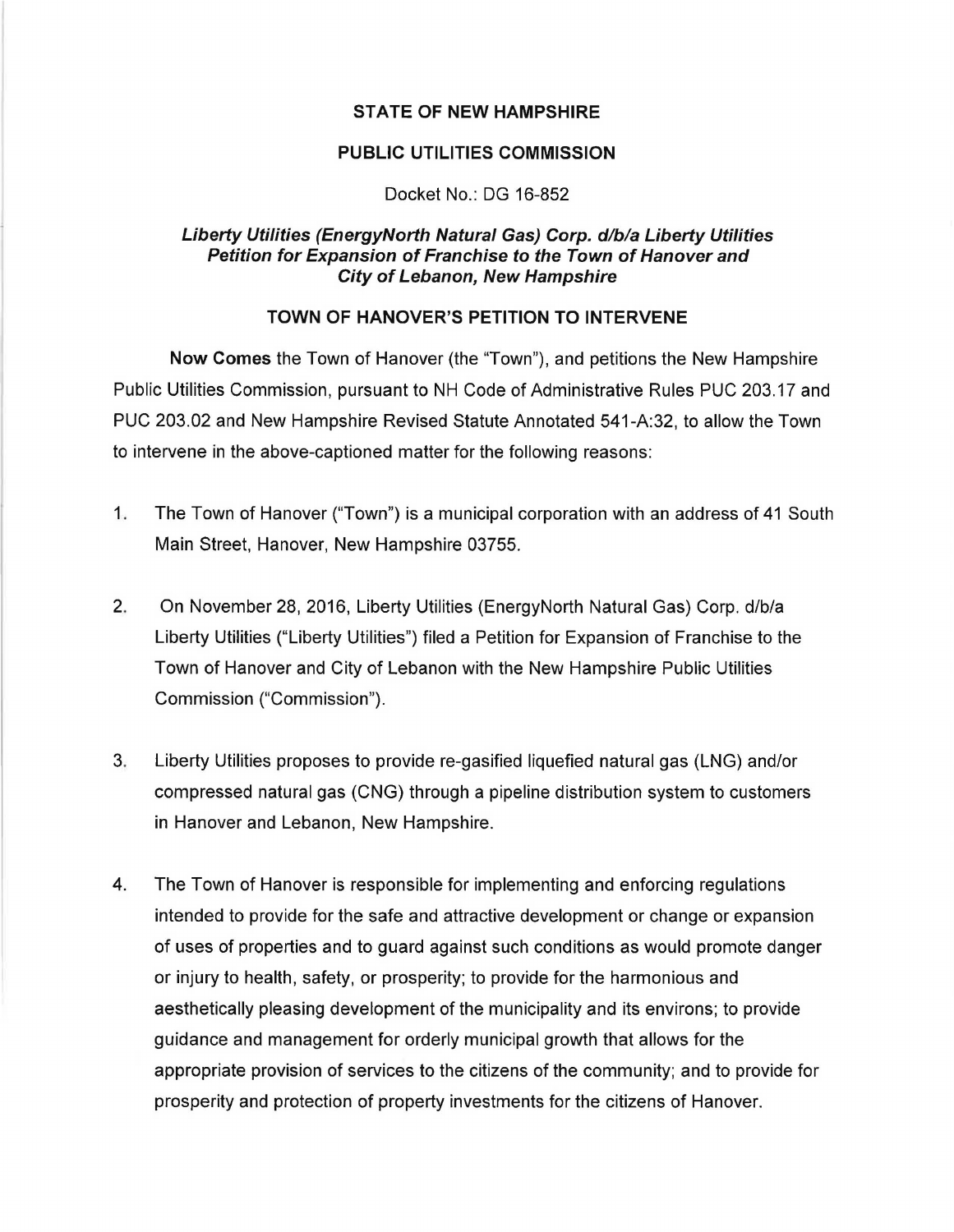**STATE OF NEW HAMPSHIRE**

**PUBLIC UTILITIES COMMISSION**

Docket No.: DG 16-852

***Liberty Utilities (EnergyNorth Natural Gas) Corp. d/b/a Liberty Utilities Petition for Expansion of Franchise to the Town of Hanover and City of Lebanon, New Hampshire***

**TOWN OF HANOVER'S PETITION TO INTERVENE**

**Now Comes** the Town of Hanover (the "Town"), and petitions the New Hampshire Public Utilities Commission, pursuant to NH Code of Administrative Rules PUC 203.17 and PUC 203.02 and New Hampshire Revised Statute Annotated 541-A:32, to allow the Town to intervene in the above-captioned matter for the following reasons:

1. The Town of Hanover ("Town") is a municipal corporation with an address of 41 South Main Street, Hanover, New Hampshire 03755.

2. On November 28, 2016, Liberty Utilities (EnergyNorth Natural Gas) Corp. d/b/a Liberty Utilities ("Liberty Utilities") filed a Petition for Expansion of Franchise to the Town of Hanover and City of Lebanon with the New Hampshire Public Utilities Commission ("Commission").

3. Liberty Utilities proposes to provide re-gasified liquefied natural gas (LNG) and/or compressed natural gas (CNG) through a pipeline distribution system to customers in Hanover and Lebanon, New Hampshire.

4. The Town of Hanover is responsible for implementing and enforcing regulations intended to provide for the safe and attractive development or change or expansion of uses of properties and to guard against such conditions as would promote danger or injury to health, safety, or prosperity; to provide for the harmonious and aesthetically pleasing development of the municipality and its environs; to provide guidance and management for orderly municipal growth that allows for the appropriate provision of services to the citizens of the community; and to provide for prosperity and protection of property investments for the citizens of Hanover.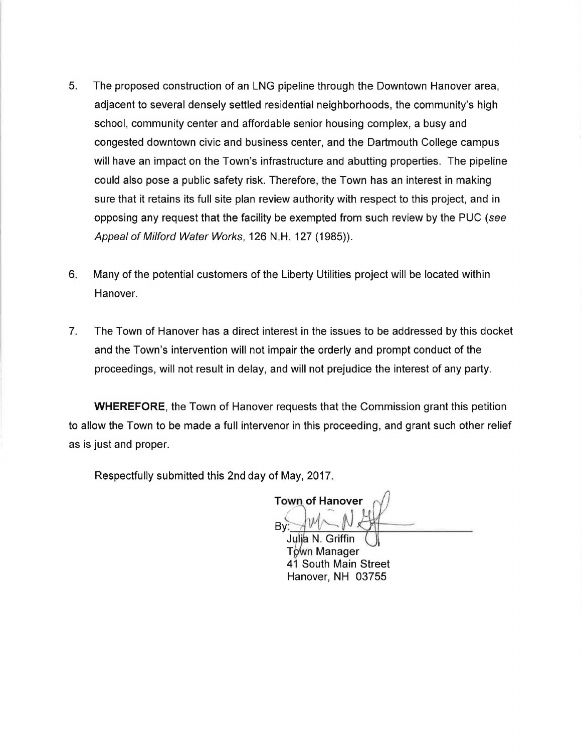5. The proposed construction of an LNG pipeline through the Downtown Hanover area, adjacent to several densely settled residential neighborhoods, the community's high school, community center and affordable senior housing complex, a busy and congested downtown civic and business center, and the Dartmouth College campus will have an impact on the Town's infrastructure and abutting properties. The pipeline could also pose a public safety risk. Therefore, the Town has an interest in making sure that it retains its full site plan review authority with respect to this project, and in opposing any request that the facility be exempted from such review by the PUC (*see Appeal of Milford Water Works*, 126 N.H. 127 (1985)).

6. Many of the potential customers of the Liberty Utilities project will be located within Hanover.

7. The Town of Hanover has a direct interest in the issues to be addressed by this docket and the Town's intervention will not impair the orderly and prompt conduct of the proceedings, will not result in delay, and will not prejudice the interest of any party.

**WHEREFORE**, the Town of Hanover requests that the Commission grant this petition to allow the Town to be made a full intervenor in this proceeding, and grant such other relief as is just and proper.

Respectfully submitted this 2nd day of May, 2017.

**Town of Hanover**

By: ______________________

Julia N. Griffin
Town Manager
41 South Main Street
Hanover, NH 03755